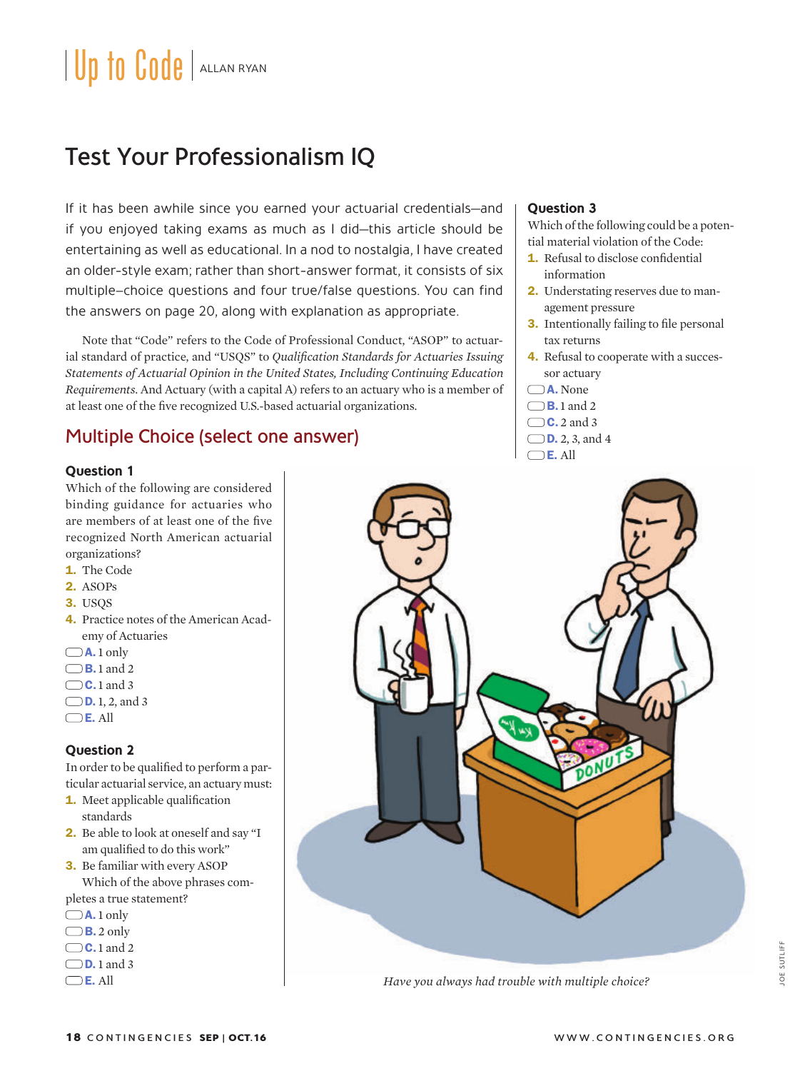# Up to Code | ALLAN RYAN

## Test Your Professionalism IQ

If it has been awhile since you earned your actuarial credentials—and if you enjoyed taking exams as much as I did—this article should be entertaining as well as educational. In a nod to nostalgia, I have created an older-style exam; rather than short-answer format, it consists of six multiple-choice questions and four true/false questions. You can find the answers on page 20, along with explanation as appropriate.

Note that "Code" refers to the Code of Professional Conduct, "ASOP" to actuarial standard of practice, and "USQS" to *Qualification Standards for Actuaries Issuing Statements of Actuarial Opinion in the United States, Including Continuing Education Requirements*. And Actuary (with a capital A) refers to an actuary who is a member of at least one of the five recognized U.S.-based actuarial organizations.

## Multiple Choice (select one answer)

### Question 1

Which of the following are considered binding guidance for actuaries who are members of at least one of the five recognized North American actuarial organizations?

1. The Code
2. ASOPs
3. USQS
4. Practice notes of the American Academy of Actuaries

- A. 1 only
- B. 1 and 2
- C. 1 and 3
- D. 1, 2, and 3
- E. All

### Question 2

In order to be qualified to perform a particular actuarial service, an actuary must:

1. Meet applicable qualification standards
2. Be able to look at oneself and say "I am qualified to do this work"
3. Be familiar with every ASOP

Which of the above phrases completes a true statement?

- A. 1 only
- B. 2 only
- C. 1 and 2
- D. 1 and 3
- E. All

### Question 3

Which of the following could be a potential material violation of the Code:

1. Refusal to disclose confidential information
2. Understating reserves due to management pressure
3. Intentionally failing to file personal tax returns
4. Refusal to cooperate with a successor actuary

- A. None
- B. 1 and 2
- C. 2 and 3
- D. 2, 3, and 4
- E. All

*Have you always had trouble with multiple choice?*

JOE SUTLIFF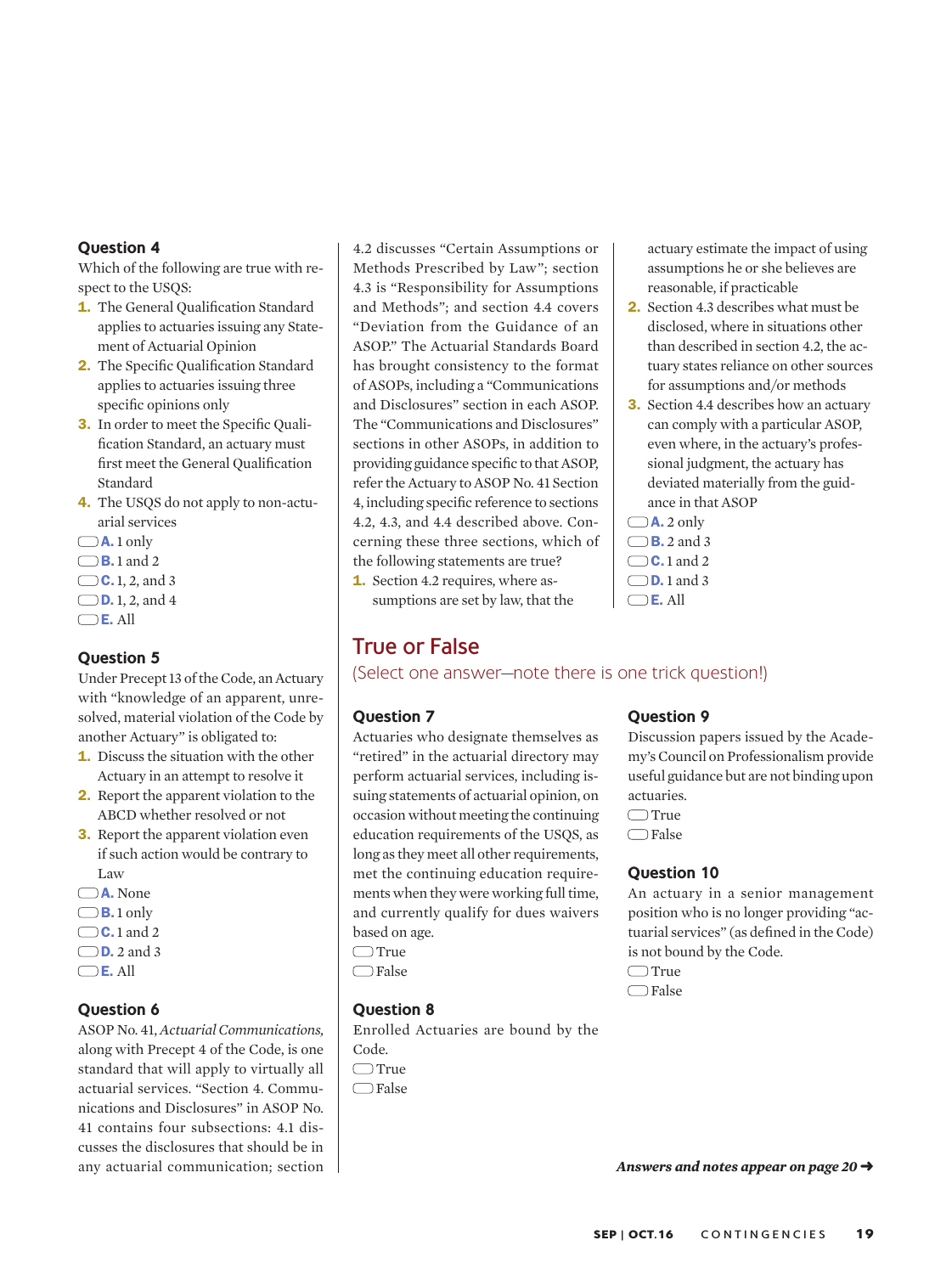### Question 4

Which of the following are true with respect to the USQS:

1. The General Qualification Standard applies to actuaries issuing any Statement of Actuarial Opinion
2. The Specific Qualification Standard applies to actuaries issuing three specific opinions only
3. In order to meet the Specific Qualification Standard, an actuary must first meet the General Qualification Standard
4. The USQS do not apply to non-actuarial services

- **A.** 1 only
- **B.** 1 and 2
- **C.** 1, 2, and 3
- **D.** 1, 2, and 4
- **E.** All

### Question 5

Under Precept 13 of the Code, an Actuary with "knowledge of an apparent, unresolved, material violation of the Code by another Actuary" is obligated to:

1. Discuss the situation with the other Actuary in an attempt to resolve it
2. Report the apparent violation to the ABCD whether resolved or not
3. Report the apparent violation even if such action would be contrary to Law

- **A.** None
- **B.** 1 only
- **C.** 1 and 2
- **D.** 2 and 3
- **E.** All

### Question 6

ASOP No. 41, *Actuarial Communications,* along with Precept 4 of the Code, is one standard that will apply to virtually all actuarial services. "Section 4. Communications and Disclosures" in ASOP No. 41 contains four subsections: 4.1 discusses the disclosures that should be in any actuarial communication; section 4.2 discusses "Certain Assumptions or Methods Prescribed by Law"; section 4.3 is "Responsibility for Assumptions and Methods"; and section 4.4 covers "Deviation from the Guidance of an ASOP." The Actuarial Standards Board has brought consistency to the format of ASOPs, including a "Communications and Disclosures" section in each ASOP. The "Communications and Disclosures" sections in other ASOPs, in addition to providing guidance specific to that ASOP, refer the Actuary to ASOP No. 41 Section 4, including specific reference to sections 4.2, 4.3, and 4.4 described above. Concerning these three sections, which of the following statements are true?

1. Section 4.2 requires, where assumptions are set by law, that the actuary estimate the impact of using assumptions he or she believes are reasonable, if practicable
2. Section 4.3 describes what must be disclosed, where in situations other than described in section 4.2, the actuary states reliance on other sources for assumptions and/or methods
3. Section 4.4 describes how an actuary can comply with a particular ASOP, even where, in the actuary's professional judgment, the actuary has deviated materially from the guidance in that ASOP

- **A.** 2 only
- **B.** 2 and 3
- **C.** 1 and 2
- **D.** 1 and 3
- **E.** All

## True or False

(Select one answer—note there is one trick question!)

### Question 7

Actuaries who designate themselves as "retired" in the actuarial directory may perform actuarial services, including issuing statements of actuarial opinion, on occasion without meeting the continuing education requirements of the USQS, as long as they meet all other requirements, met the continuing education requirements when they were working full time, and currently qualify for dues waivers based on age.

- True
- False

### Question 8

Enrolled Actuaries are bound by the Code.

- True
- False

### Question 9

Discussion papers issued by the Academy's Council on Professionalism provide useful guidance but are not binding upon actuaries.

- True
- False

### Question 10

An actuary in a senior management position who is no longer providing "actuarial services" (as defined in the Code) is not bound by the Code.

- True
- False

***Answers and notes appear on page 20 ➜***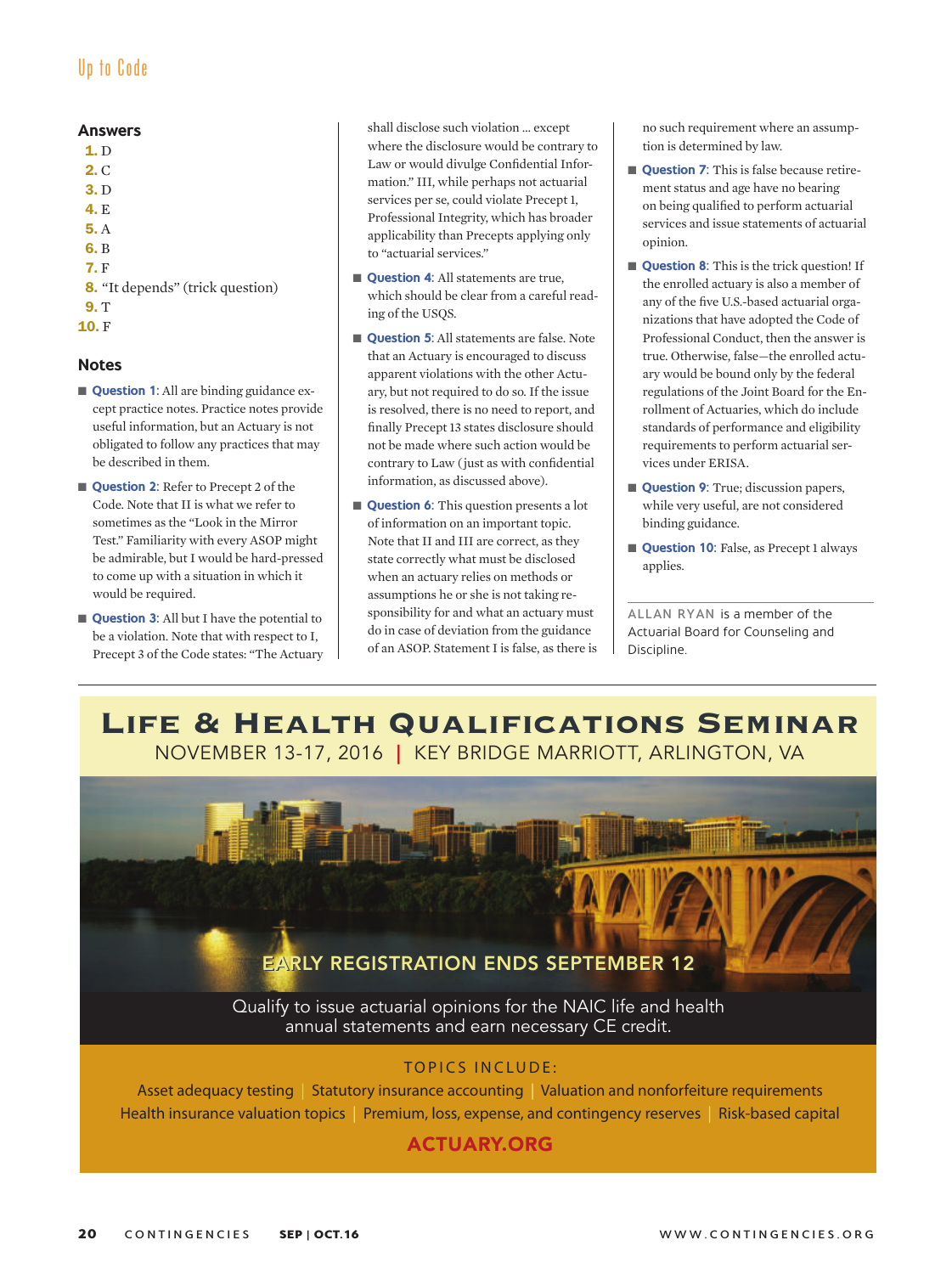## Answers

1. D
2. C
3. D
4. E
5. A
6. B
7. F
8. "It depends" (trick question)
9. T
10. F

## Notes

- **Question 1**: All are binding guidance except practice notes. Practice notes provide useful information, but an Actuary is not obligated to follow any practices that may be described in them.
- **Question 2**: Refer to Precept 2 of the Code. Note that II is what we refer to sometimes as the "Look in the Mirror Test." Familiarity with every ASOP might be admirable, but I would be hard-pressed to come up with a situation in which it would be required.
- **Question 3**: All but I have the potential to be a violation. Note that with respect to I, Precept 3 of the Code states: "The Actuary shall disclose such violation … except where the disclosure would be contrary to Law or would divulge Confidential Information." III, while perhaps not actuarial services per se, could violate Precept 1, Professional Integrity, which has broader applicability than Precepts applying only to "actuarial services."
- **Question 4**: All statements are true, which should be clear from a careful reading of the USQS.
- **Question 5**: All statements are false. Note that an Actuary is encouraged to discuss apparent violations with the other Actuary, but not required to do so. If the issue is resolved, there is no need to report, and finally Precept 13 states disclosure should not be made where such action would be contrary to Law (just as with confidential information, as discussed above).
- **Question 6**: This question presents a lot of information on an important topic. Note that II and III are correct, as they state correctly what must be disclosed when an actuary relies on methods or assumptions he or she is not taking responsibility for and what an actuary must do in case of deviation from the guidance of an ASOP. Statement I is false, as there is no such requirement where an assumption is determined by law.
- **Question 7**: This is false because retirement status and age have no bearing on being qualified to perform actuarial services and issue statements of actuarial opinion.
- **Question 8**: This is the trick question! If the enrolled actuary is also a member of any of the five U.S.-based actuarial organizations that have adopted the Code of Professional Conduct, then the answer is true. Otherwise, false—the enrolled actuary would be bound only by the federal regulations of the Joint Board for the Enrollment of Actuaries, which do include standards of performance and eligibility requirements to perform actuarial services under ERISA.
- **Question 9**: True; discussion papers, while very useful, are not considered binding guidance.
- **Question 10**: False, as Precept 1 always applies.

ALLAN RYAN is a member of the Actuarial Board for Counseling and Discipline.

---

# Life & Health Qualifications Seminar

NOVEMBER 13-17, 2016 | KEY BRIDGE MARRIOTT, ARLINGTON, VA

EARLY REGISTRATION ENDS SEPTEMBER 12

Qualify to issue actuarial opinions for the NAIC life and health annual statements and earn necessary CE credit.

TOPICS INCLUDE:

Asset adequacy testing | Statutory insurance accounting | Valuation and nonforfeiture requirements
Health insurance valuation topics | Premium, loss, expense, and contingency reserves | Risk-based capital

ACTUARY.ORG